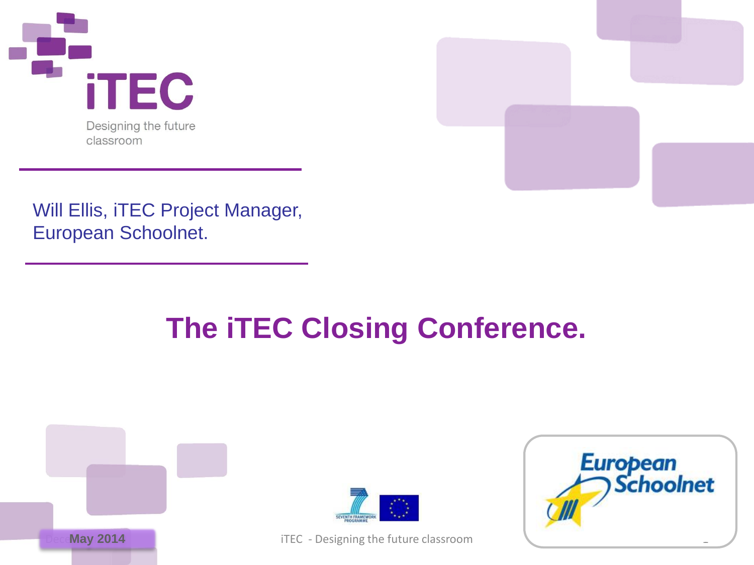iTEC

Designing the future classroom

Will Ellis, iTEC Project Manager, European Schoolnet.

# The iTEC Closing Conference.

May 2014

iTEC - Designing the future classroom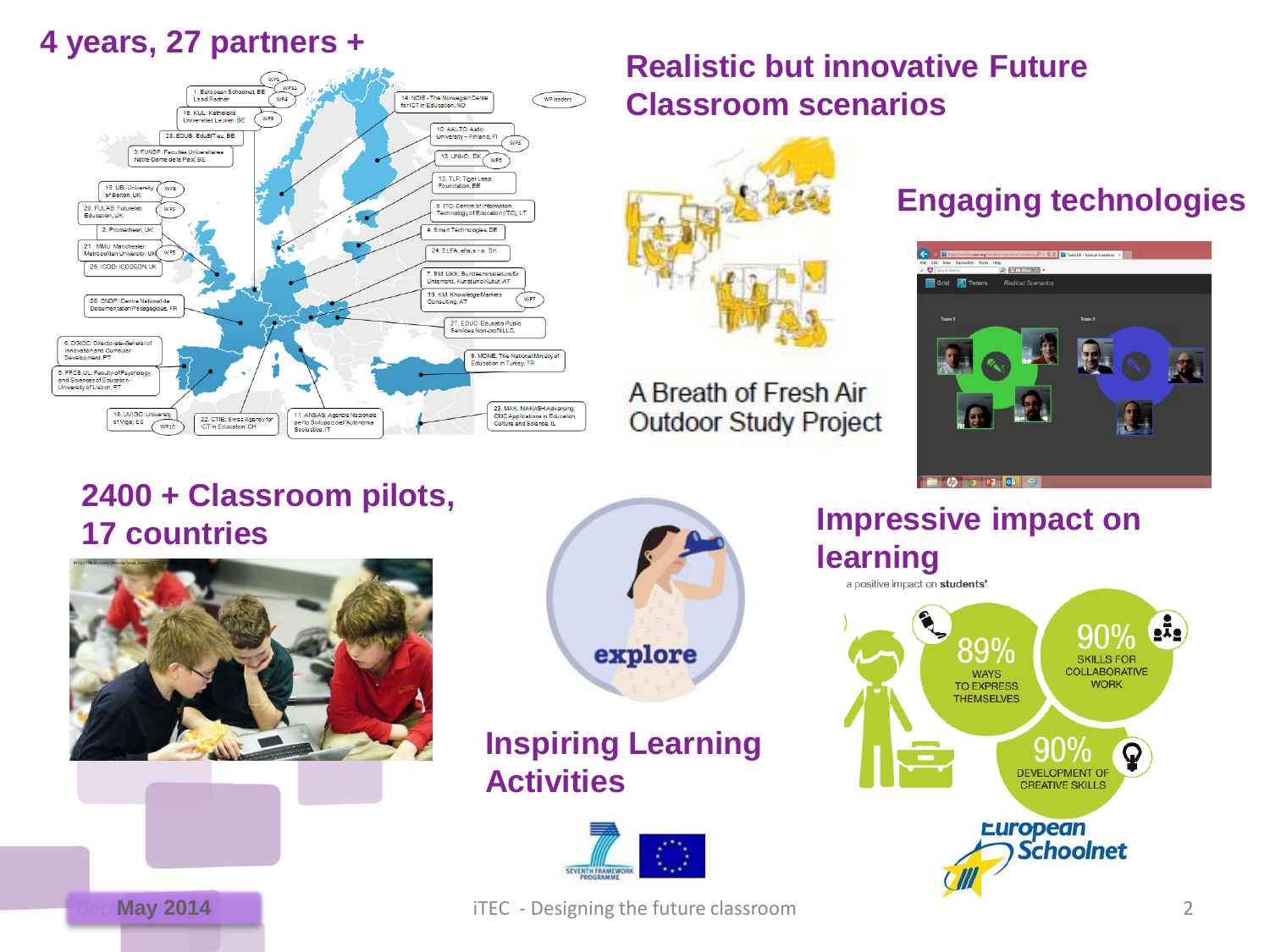## 4 years, 27 partners +

1. European Schoolnet, BE Lead Partner
16. KUL: Katholieke Universiteit Leuven, BE
28. EDUB: EduBIT.eu, BE
3. FUNDP: Facultes Universitaires Notre-Dame de la Paix, BE
15. UB: University of Bolton, UK
20. FULAB: Futurelab Education, UK
2. Promethean, UK
21. MMU: Manchester Metropolitan University, UK
25. ICOD: ICODEON, UK
26. CNDP: Centre National de Documentation Pedagogique, FR
6. DGIDC: Directorate-General of Innovation and Curricular Development, PT
5. FPCE-UL: Faculty of Psychology and Sciences of Education - University of Lisbon, PT
18. UVIGO: University of Vigo, ES
22. CTIE: Swiss Agency for ICT in Education, CH
11. ANSAS: Agenzia Nazionale per lo Sviluppo dell'Autonomia Scolastica, IT
14. NCIE - The Norwegian Centre for ICT in Education, NO
10. AALTO: Aalto University – Finland, FI
13. UNI-C, DK
12. TLF: Tiger Leap Foundation, EE
8. ITC: Centre of Information Technology of Education (ITC), LT
4. Smart Technologies, DE
24. ELFA: elfa, s.r.o. SK
7. BM:UKK, Bundesministerium für Unterricht, Kunst und Kultur, AT
19. KM: Knowledge Markets Consulting, AT
27. EDUC: Educatio Public Services Non-profit LLC,
9. MONE: The National Ministry of Education in Turkey, TR
23. MAK: MAKASH Advancing CMC Applications in Education, Culture and Science, IL

## Realistic but innovative Future Classroom scenarios

A Breath of Fresh Air Outdoor Study Project

## Engaging technologies

## 2400 + Classroom pilots, 17 countries

## Inspiring Learning Activities

explore

## Impressive impact on learning

a positive impact on students'

- 89% WAYS TO EXPRESS THEMSELVES
- 90% SKILLS FOR COLLABORATIVE WORK
- 90% DEVELOPMENT OF CREATIVE SKILLS

May 2014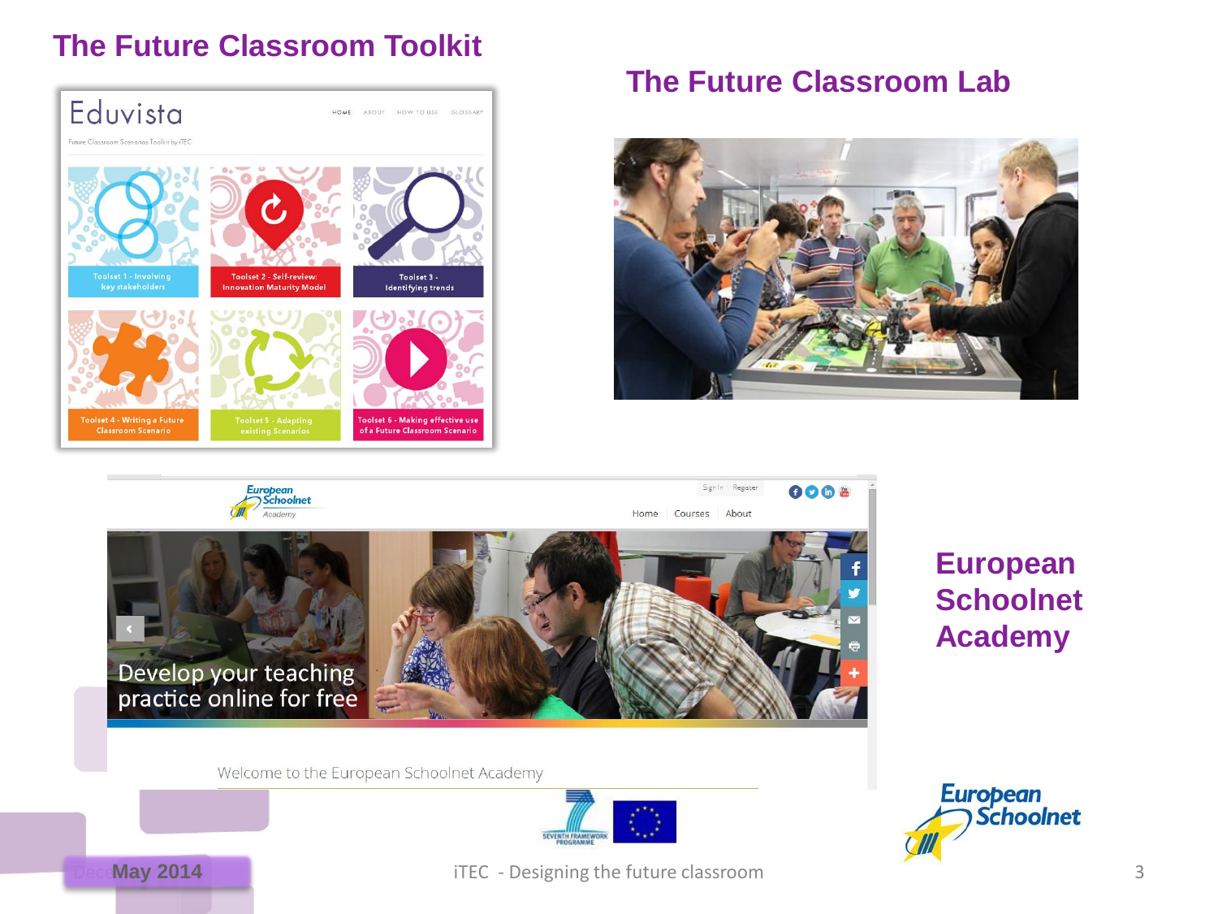## The Future Classroom Toolkit

## The Future Classroom Lab

## European Schoolnet Academy

May 2014

iTEC - Designing the future classroom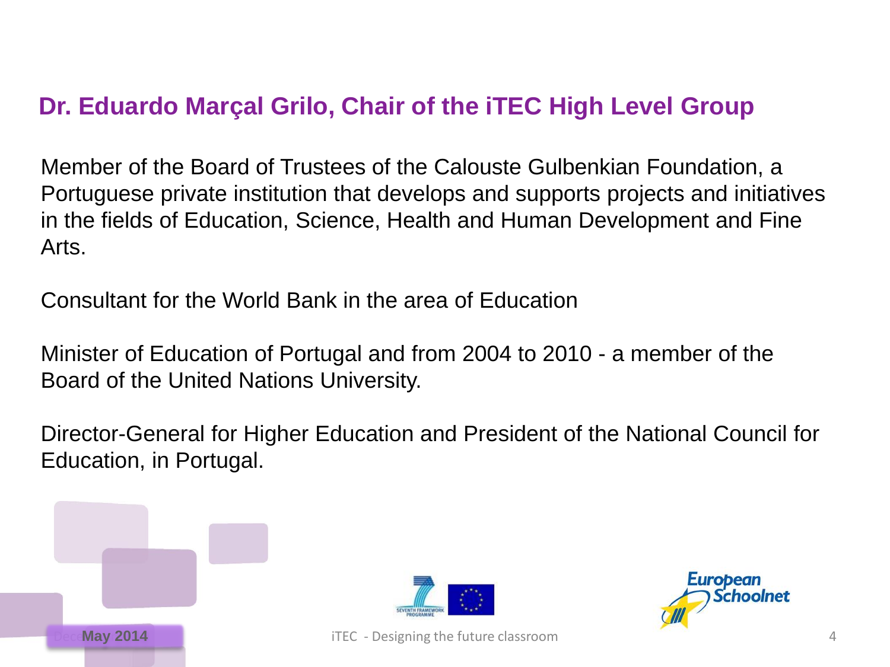## Dr. Eduardo Marçal Grilo, Chair of the iTEC High Level Group

Member of the Board of Trustees of the Calouste Gulbenkian Foundation, a Portuguese private institution that develops and supports projects and initiatives in the fields of Education, Science, Health and Human Development and Fine Arts.

Consultant for the World Bank in the area of Education

Minister of Education of Portugal and from 2004 to 2010 - a member of the Board of the United Nations University.

Director-General for Higher Education and President of the National Council for Education, in Portugal.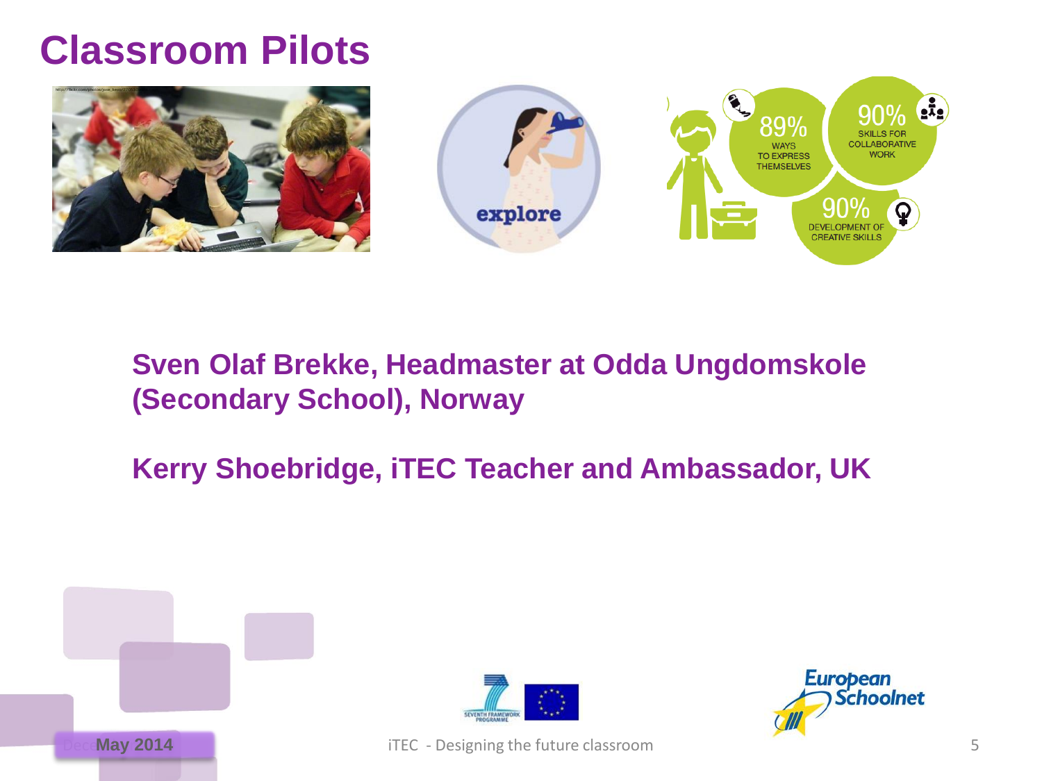# Classroom Pilots

89% WAYS TO EXPRESS THEMSELVES

90% SKILLS FOR COLLABORATIVE WORK

90% DEVELOPMENT OF CREATIVE SKILLS

**Sven Olaf Brekke, Headmaster at Odda Ungdomskole (Secondary School), Norway**

**Kerry Shoebridge, iTEC Teacher and Ambassador, UK**

May 2014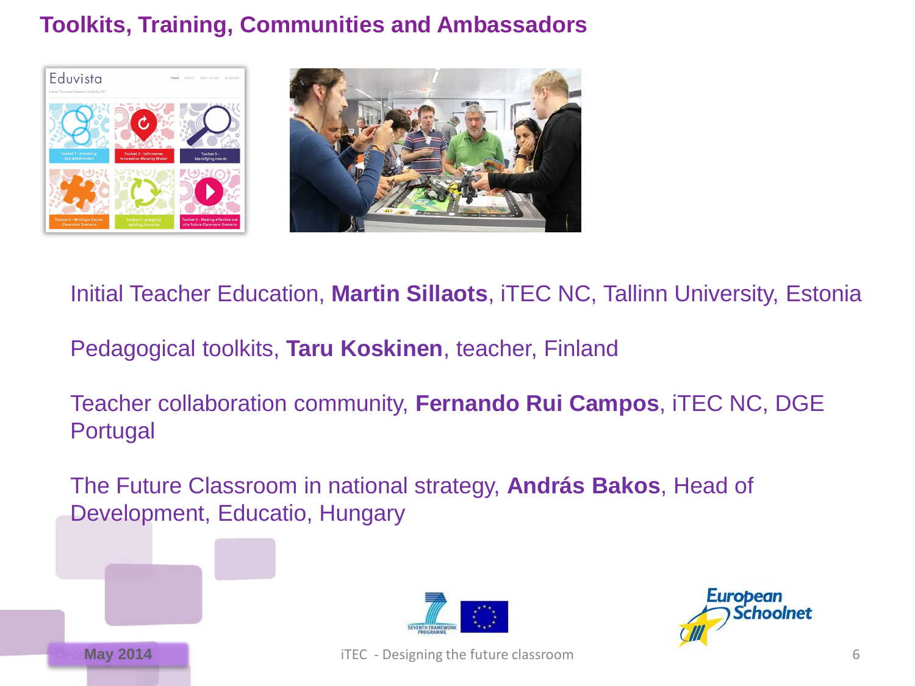# Toolkits, Training, Communities and Ambassadors

Initial Teacher Education, **Martin Sillaots**, iTEC NC, Tallinn University, Estonia

Pedagogical toolkits, **Taru Koskinen**, teacher, Finland

Teacher collaboration community, **Fernando Rui Campos**, iTEC NC, DGE Portugal

The Future Classroom in national strategy, **András Bakos**, Head of Development, Educatio, Hungary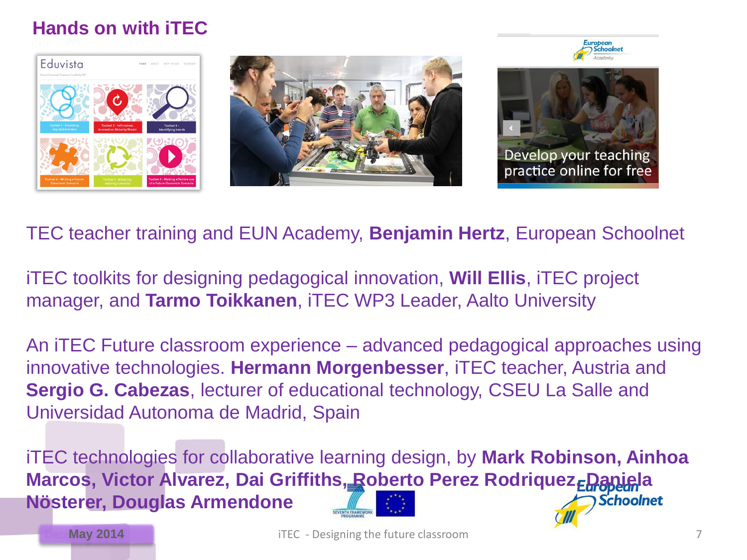## Hands on with iTEC

TEC teacher training and EUN Academy, **Benjamin Hertz**, European Schoolnet

iTEC toolkits for designing pedagogical innovation, **Will Ellis**, iTEC project manager, and **Tarmo Toikkanen**, iTEC WP3 Leader, Aalto University

An iTEC Future classroom experience – advanced pedagogical approaches using innovative technologies. **Hermann Morgenbesser**, iTEC teacher, Austria and **Sergio G. Cabezas**, lecturer of educational technology, CSEU La Salle and Universidad Autonoma de Madrid, Spain

iTEC technologies for collaborative learning design, by **Mark Robinson, Ainhoa Marcos, Victor Alvarez, Dai Griffiths, Roberto Perez Rodriquez, Daniela Nösterer, Douglas Armendone**

May 2014

iTEC - Designing the future classroom